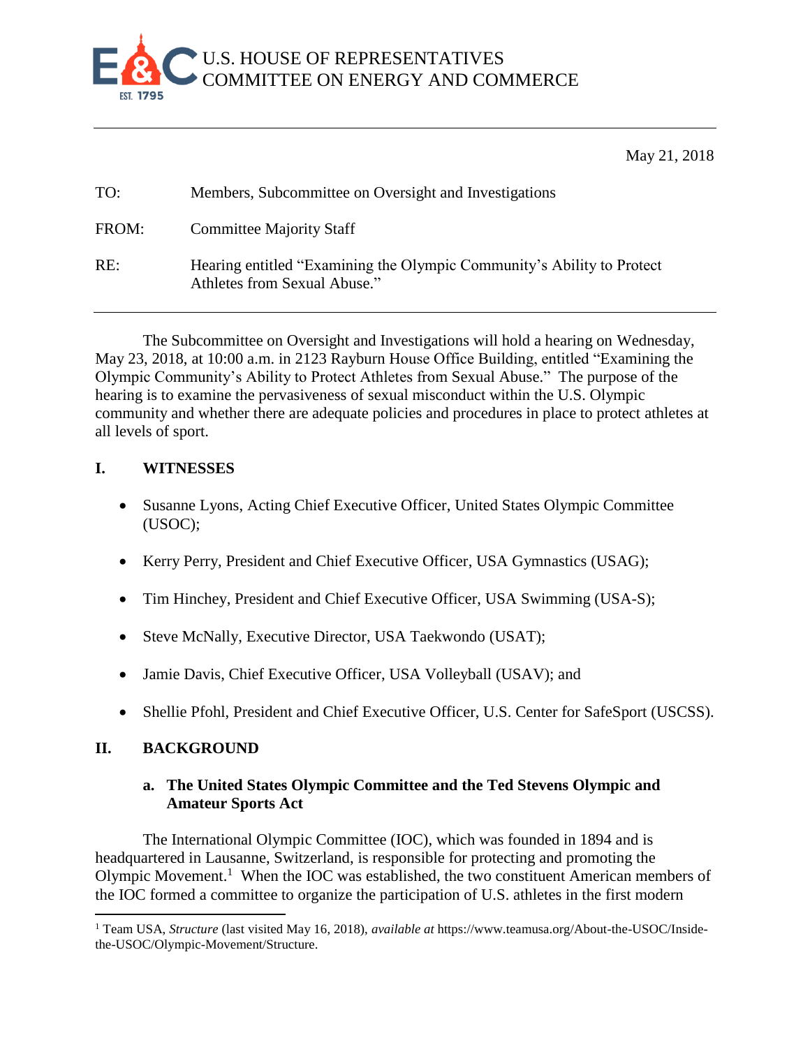U.S. HOUSE OF REPRESENTATIVES
COMMITTEE ON ENERGY AND COMMERCE

May 21, 2018

TO: Members, Subcommittee on Oversight and Investigations

FROM: Committee Majority Staff

RE: Hearing entitled "Examining the Olympic Community's Ability to Protect Athletes from Sexual Abuse."

---

The Subcommittee on Oversight and Investigations will hold a hearing on Wednesday, May 23, 2018, at 10:00 a.m. in 2123 Rayburn House Office Building, entitled "Examining the Olympic Community's Ability to Protect Athletes from Sexual Abuse." The purpose of the hearing is to examine the pervasiveness of sexual misconduct within the U.S. Olympic community and whether there are adequate policies and procedures in place to protect athletes at all levels of sport.

## I. WITNESSES

- Susanne Lyons, Acting Chief Executive Officer, United States Olympic Committee (USOC);
- Kerry Perry, President and Chief Executive Officer, USA Gymnastics (USAG);
- Tim Hinchey, President and Chief Executive Officer, USA Swimming (USA-S);
- Steve McNally, Executive Director, USA Taekwondo (USAT);
- Jamie Davis, Chief Executive Officer, USA Volleyball (USAV); and
- Shellie Pfohl, President and Chief Executive Officer, U.S. Center for SafeSport (USCSS).

## II. BACKGROUND

### a. The United States Olympic Committee and the Ted Stevens Olympic and Amateur Sports Act

The International Olympic Committee (IOC), which was founded in 1894 and is headquartered in Lausanne, Switzerland, is responsible for protecting and promoting the Olympic Movement.[1] When the IOC was established, the two constituent American members of the IOC formed a committee to organize the participation of U.S. athletes in the first modern

---

[1] Team USA, *Structure* (last visited May 16, 2018), *available at* https://www.teamusa.org/About-the-USOC/Inside-the-USOC/Olympic-Movement/Structure.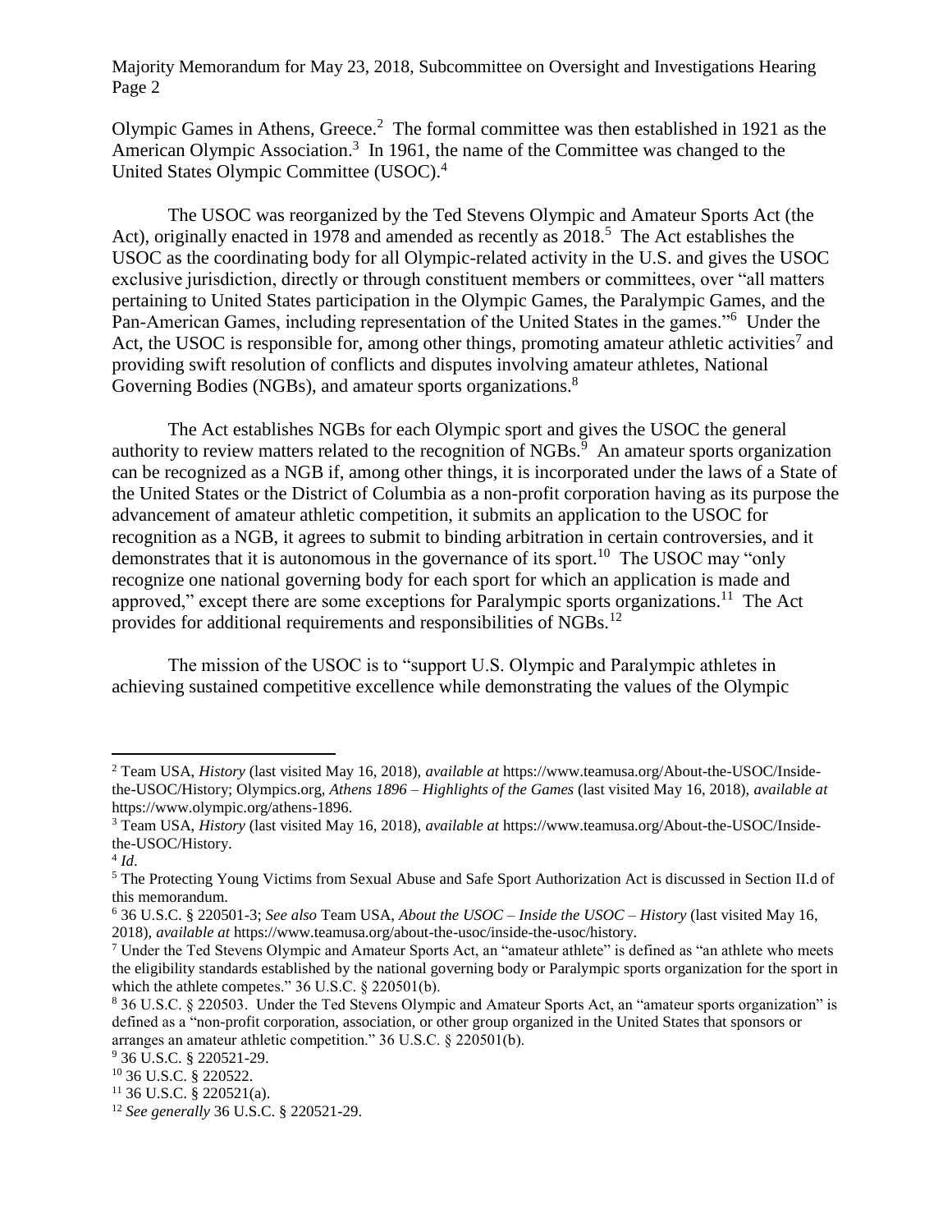Olympic Games in Athens, Greece.[2] The formal committee was then established in 1921 as the American Olympic Association.[3] In 1961, the name of the Committee was changed to the United States Olympic Committee (USOC).[4]

The USOC was reorganized by the Ted Stevens Olympic and Amateur Sports Act (the Act), originally enacted in 1978 and amended as recently as 2018.[5] The Act establishes the USOC as the coordinating body for all Olympic-related activity in the U.S. and gives the USOC exclusive jurisdiction, directly or through constituent members or committees, over "all matters pertaining to United States participation in the Olympic Games, the Paralympic Games, and the Pan-American Games, including representation of the United States in the games."[6] Under the Act, the USOC is responsible for, among other things, promoting amateur athletic activities[7] and providing swift resolution of conflicts and disputes involving amateur athletes, National Governing Bodies (NGBs), and amateur sports organizations.[8]

The Act establishes NGBs for each Olympic sport and gives the USOC the general authority to review matters related to the recognition of NGBs.[9] An amateur sports organization can be recognized as a NGB if, among other things, it is incorporated under the laws of a State of the United States or the District of Columbia as a non-profit corporation having as its purpose the advancement of amateur athletic competition, it submits an application to the USOC for recognition as a NGB, it agrees to submit to binding arbitration in certain controversies, and it demonstrates that it is autonomous in the governance of its sport.[10] The USOC may "only recognize one national governing body for each sport for which an application is made and approved," except there are some exceptions for Paralympic sports organizations.[11] The Act provides for additional requirements and responsibilities of NGBs.[12]

The mission of the USOC is to "support U.S. Olympic and Paralympic athletes in achieving sustained competitive excellence while demonstrating the values of the Olympic

---

[2] Team USA, *History* (last visited May 16, 2018), *available at* https://www.teamusa.org/About-the-USOC/Inside-the-USOC/History; Olympics.org, *Athens 1896 – Highlights of the Games* (last visited May 16, 2018), *available at* https://www.olympic.org/athens-1896.

[3] Team USA, *History* (last visited May 16, 2018), *available at* https://www.teamusa.org/About-the-USOC/Inside-the-USOC/History.

[4] *Id*.

[5] The Protecting Young Victims from Sexual Abuse and Safe Sport Authorization Act is discussed in Section II.d of this memorandum.

[6] 36 U.S.C. § 220501-3; *See also* Team USA, *About the USOC – Inside the USOC – History* (last visited May 16, 2018), *available at* https://www.teamusa.org/about-the-usoc/inside-the-usoc/history.

[7] Under the Ted Stevens Olympic and Amateur Sports Act, an "amateur athlete" is defined as "an athlete who meets the eligibility standards established by the national governing body or Paralympic sports organization for the sport in which the athlete competes." 36 U.S.C. § 220501(b).

[8] 36 U.S.C. § 220503. Under the Ted Stevens Olympic and Amateur Sports Act, an "amateur sports organization" is defined as a "non-profit corporation, association, or other group organized in the United States that sponsors or arranges an amateur athletic competition." 36 U.S.C. § 220501(b).

[9] 36 U.S.C. § 220521-29.

[10] 36 U.S.C. § 220522.

[11] 36 U.S.C. § 220521(a).

[12] *See generally* 36 U.S.C. § 220521-29.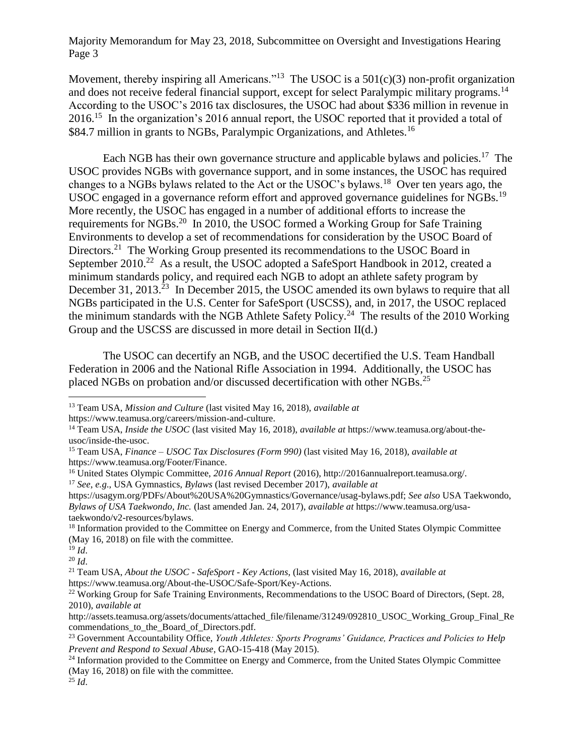Movement, thereby inspiring all Americans."[13] The USOC is a 501(c)(3) non-profit organization and does not receive federal financial support, except for select Paralympic military programs.[14] According to the USOC's 2016 tax disclosures, the USOC had about $336 million in revenue in 2016.[15] In the organization's 2016 annual report, the USOC reported that it provided a total of $84.7 million in grants to NGBs, Paralympic Organizations, and Athletes.[16]

Each NGB has their own governance structure and applicable bylaws and policies.[17] The USOC provides NGBs with governance support, and in some instances, the USOC has required changes to a NGBs bylaws related to the Act or the USOC's bylaws.[18] Over ten years ago, the USOC engaged in a governance reform effort and approved governance guidelines for NGBs.[19] More recently, the USOC has engaged in a number of additional efforts to increase the requirements for NGBs.[20] In 2010, the USOC formed a Working Group for Safe Training Environments to develop a set of recommendations for consideration by the USOC Board of Directors.[21] The Working Group presented its recommendations to the USOC Board in September 2010.[22] As a result, the USOC adopted a SafeSport Handbook in 2012, created a minimum standards policy, and required each NGB to adopt an athlete safety program by December 31, 2013.[23] In December 2015, the USOC amended its own bylaws to require that all NGBs participated in the U.S. Center for SafeSport (USCSS), and, in 2017, the USOC replaced the minimum standards with the NGB Athlete Safety Policy.[24] The results of the 2010 Working Group and the USCSS are discussed in more detail in Section II(d.)

The USOC can decertify an NGB, and the USOC decertified the U.S. Team Handball Federation in 2006 and the National Rifle Association in 1994. Additionally, the USOC has placed NGBs on probation and/or discussed decertification with other NGBs.[25]

---

[13] Team USA, *Mission and Culture* (last visited May 16, 2018), *available at* https://www.teamusa.org/careers/mission-and-culture.

[14] Team USA, *Inside the USOC* (last visited May 16, 2018), *available at* https://www.teamusa.org/about-the-usoc/inside-the-usoc.

[15] Team USA, *Finance – USOC Tax Disclosures (Form 990)* (last visited May 16, 2018), *available at* https://www.teamusa.org/Footer/Finance.

[16] United States Olympic Committee, *2016 Annual Report* (2016), http://2016annualreport.teamusa.org/.

[17] *See, e.g.*, USA Gymnastics, *Bylaws* (last revised December 2017), *available at* https://usagym.org/PDFs/About%20USA%20Gymnastics/Governance/usag-bylaws.pdf; *See also* USA Taekwondo, *Bylaws of USA Taekwondo, Inc.* (last amended Jan. 24, 2017), *available at* https://www.teamusa.org/usa-taekwondo/v2-resources/bylaws.

[18] Information provided to the Committee on Energy and Commerce, from the United States Olympic Committee (May 16, 2018) on file with the committee.

[19] *Id*.

[20] *Id*.

[21] Team USA, *About the USOC - SafeSport - Key Actions,* (last visited May 16, 2018), *available at* https://www.teamusa.org/About-the-USOC/Safe-Sport/Key-Actions.

[22] Working Group for Safe Training Environments, Recommendations to the USOC Board of Directors, (Sept. 28, 2010), *available at* http://assets.teamusa.org/assets/documents/attached_file/filename/31249/092810_USOC_Working_Group_Final_Recommendations_to_the_Board_of_Directors.pdf.

[23] Government Accountability Office, *Youth Athletes: Sports Programs' Guidance, Practices and Policies to Help Prevent and Respond to Sexual Abuse*, GAO-15-418 (May 2015).

[24] Information provided to the Committee on Energy and Commerce, from the United States Olympic Committee (May 16, 2018) on file with the committee.

[25] *Id*.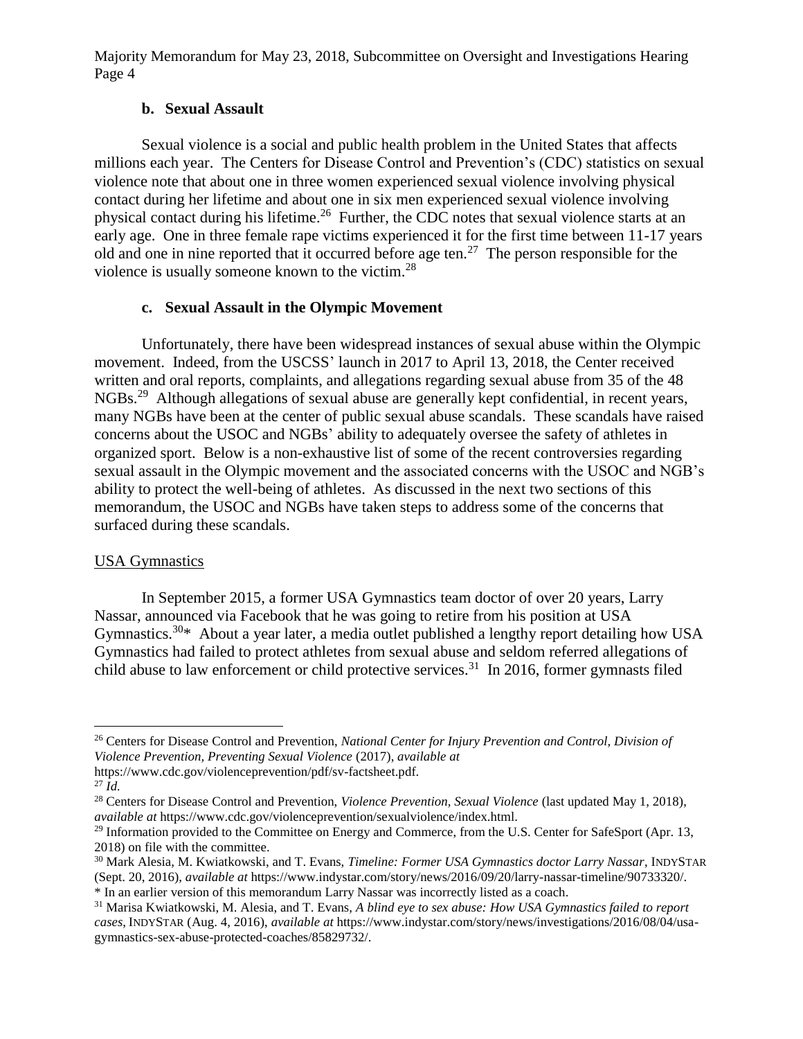### b. Sexual Assault

Sexual violence is a social and public health problem in the United States that affects millions each year. The Centers for Disease Control and Prevention's (CDC) statistics on sexual violence note that about one in three women experienced sexual violence involving physical contact during her lifetime and about one in six men experienced sexual violence involving physical contact during his lifetime.[26] Further, the CDC notes that sexual violence starts at an early age. One in three female rape victims experienced it for the first time between 11-17 years old and one in nine reported that it occurred before age ten.[27] The person responsible for the violence is usually someone known to the victim.[28]

### c. Sexual Assault in the Olympic Movement

Unfortunately, there have been widespread instances of sexual abuse within the Olympic movement. Indeed, from the USCSS' launch in 2017 to April 13, 2018, the Center received written and oral reports, complaints, and allegations regarding sexual abuse from 35 of the 48 NGBs.[29] Although allegations of sexual abuse are generally kept confidential, in recent years, many NGBs have been at the center of public sexual abuse scandals. These scandals have raised concerns about the USOC and NGBs' ability to adequately oversee the safety of athletes in organized sport. Below is a non-exhaustive list of some of the recent controversies regarding sexual assault in the Olympic movement and the associated concerns with the USOC and NGB's ability to protect the well-being of athletes. As discussed in the next two sections of this memorandum, the USOC and NGBs have taken steps to address some of the concerns that surfaced during these scandals.

<u>USA Gymnastics</u>

In September 2015, a former USA Gymnastics team doctor of over 20 years, Larry Nassar, announced via Facebook that he was going to retire from his position at USA Gymnastics.[30]* About a year later, a media outlet published a lengthy report detailing how USA Gymnastics had failed to protect athletes from sexual abuse and seldom referred allegations of child abuse to law enforcement or child protective services.[31] In 2016, former gymnasts filed

---

[26] Centers for Disease Control and Prevention, *National Center for Injury Prevention and Control, Division of Violence Prevention, Preventing Sexual Violence* (2017), *available at* https://www.cdc.gov/violenceprevention/pdf/sv-factsheet.pdf.

[27] *Id.*

[28] Centers for Disease Control and Prevention, *Violence Prevention, Sexual Violence* (last updated May 1, 2018), *available at* https://www.cdc.gov/violenceprevention/sexualviolence/index.html.

[29] Information provided to the Committee on Energy and Commerce, from the U.S. Center for SafeSport (Apr. 13, 2018) on file with the committee.

[30] Mark Alesia, M. Kwiatkowski, and T. Evans, *Timeline: Former USA Gymnastics doctor Larry Nassar*, INDYSTAR (Sept. 20, 2016), *available at* https://www.indystar.com/story/news/2016/09/20/larry-nassar-timeline/90733320/.

* In an earlier version of this memorandum Larry Nassar was incorrectly listed as a coach.

[31] Marisa Kwiatkowski, M. Alesia, and T. Evans, *A blind eye to sex abuse: How USA Gymnastics failed to report cases*, INDYSTAR (Aug. 4, 2016), *available at* https://www.indystar.com/story/news/investigations/2016/08/04/usa-gymnastics-sex-abuse-protected-coaches/85829732/.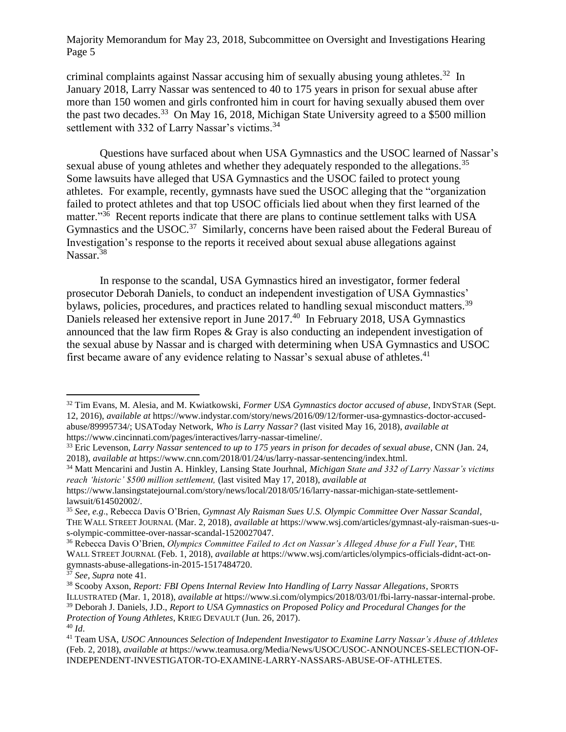criminal complaints against Nassar accusing him of sexually abusing young athletes.[32] In January 2018, Larry Nassar was sentenced to 40 to 175 years in prison for sexual abuse after more than 150 women and girls confronted him in court for having sexually abused them over the past two decades.[33] On May 16, 2018, Michigan State University agreed to a $500 million settlement with 332 of Larry Nassar's victims.[34]

Questions have surfaced about when USA Gymnastics and the USOC learned of Nassar's sexual abuse of young athletes and whether they adequately responded to the allegations.[35] Some lawsuits have alleged that USA Gymnastics and the USOC failed to protect young athletes. For example, recently, gymnasts have sued the USOC alleging that the "organization failed to protect athletes and that top USOC officials lied about when they first learned of the matter."[36] Recent reports indicate that there are plans to continue settlement talks with USA Gymnastics and the USOC.[37] Similarly, concerns have been raised about the Federal Bureau of Investigation's response to the reports it received about sexual abuse allegations against Nassar.[38]

In response to the scandal, USA Gymnastics hired an investigator, former federal prosecutor Deborah Daniels, to conduct an independent investigation of USA Gymnastics' bylaws, policies, procedures, and practices related to handling sexual misconduct matters.[39] Daniels released her extensive report in June 2017.[40] In February 2018, USA Gymnastics announced that the law firm Ropes & Gray is also conducting an independent investigation of the sexual abuse by Nassar and is charged with determining when USA Gymnastics and USOC first became aware of any evidence relating to Nassar's sexual abuse of athletes.[41]

---

[32] Tim Evans, M. Alesia, and M. Kwiatkowski, *Former USA Gymnastics doctor accused of abuse*, INDYSTAR (Sept. 12, 2016), *available at* https://www.indystar.com/story/news/2016/09/12/former-usa-gymnastics-doctor-accused-abuse/89995734/; USAToday Network, *Who is Larry Nassar?* (last visited May 16, 2018), *available at* https://www.cincinnati.com/pages/interactives/larry-nassar-timeline/.

[33] Eric Levenson, *Larry Nassar sentenced to up to 175 years in prison for decades of sexual abuse*, CNN (Jan. 24, 2018), *available at* https://www.cnn.com/2018/01/24/us/larry-nassar-sentencing/index.html.

[34] Matt Mencarini and Justin A. Hinkley, Lansing State Jourhnal, *Michigan State and 332 of Larry Nassar's victims reach 'historic' $500 million settlement,* (last visited May 17, 2018), *available at* https://www.lansingstatejournal.com/story/news/local/2018/05/16/larry-nassar-michigan-state-settlement-lawsuit/614502002/.

[35] *See, e.g*., Rebecca Davis O'Brien, *Gymnast Aly Raisman Sues U.S. Olympic Committee Over Nassar Scandal*, THE WALL STREET JOURNAL (Mar. 2, 2018), *available at* https://www.wsj.com/articles/gymnast-aly-raisman-sues-u-s-olympic-committee-over-nassar-scandal-1520027047.

[36] Rebecca Davis O'Brien, *Olympics Committee Failed to Act on Nassar's Alleged Abuse for a Full Year*, THE WALL STREET JOURNAL (Feb. 1, 2018), *available at* https://www.wsj.com/articles/olympics-officials-didnt-act-on-gymnasts-abuse-allegations-in-2015-1517484720.

[37] *See, Supra* note 41.

[38] Scooby Axson, *Report: FBI Opens Internal Review Into Handling of Larry Nassar Allegations*, SPORTS ILLUSTRATED (Mar. 1, 2018), *available at* https://www.si.com/olympics/2018/03/01/fbi-larry-nassar-internal-probe.

[39] Deborah J. Daniels, J.D., *Report to USA Gymnastics on Proposed Policy and Procedural Changes for the Protection of Young Athletes*, KRIEG DEVAULT (Jun. 26, 2017).

[40] *Id*.

[41] Team USA, *USOC Announces Selection of Independent Investigator to Examine Larry Nassar's Abuse of Athletes* (Feb. 2, 2018), *available at* https://www.teamusa.org/Media/News/USOC/USOC-ANNOUNCES-SELECTION-OF-INDEPENDENT-INVESTIGATOR-TO-EXAMINE-LARRY-NASSARS-ABUSE-OF-ATHLETES.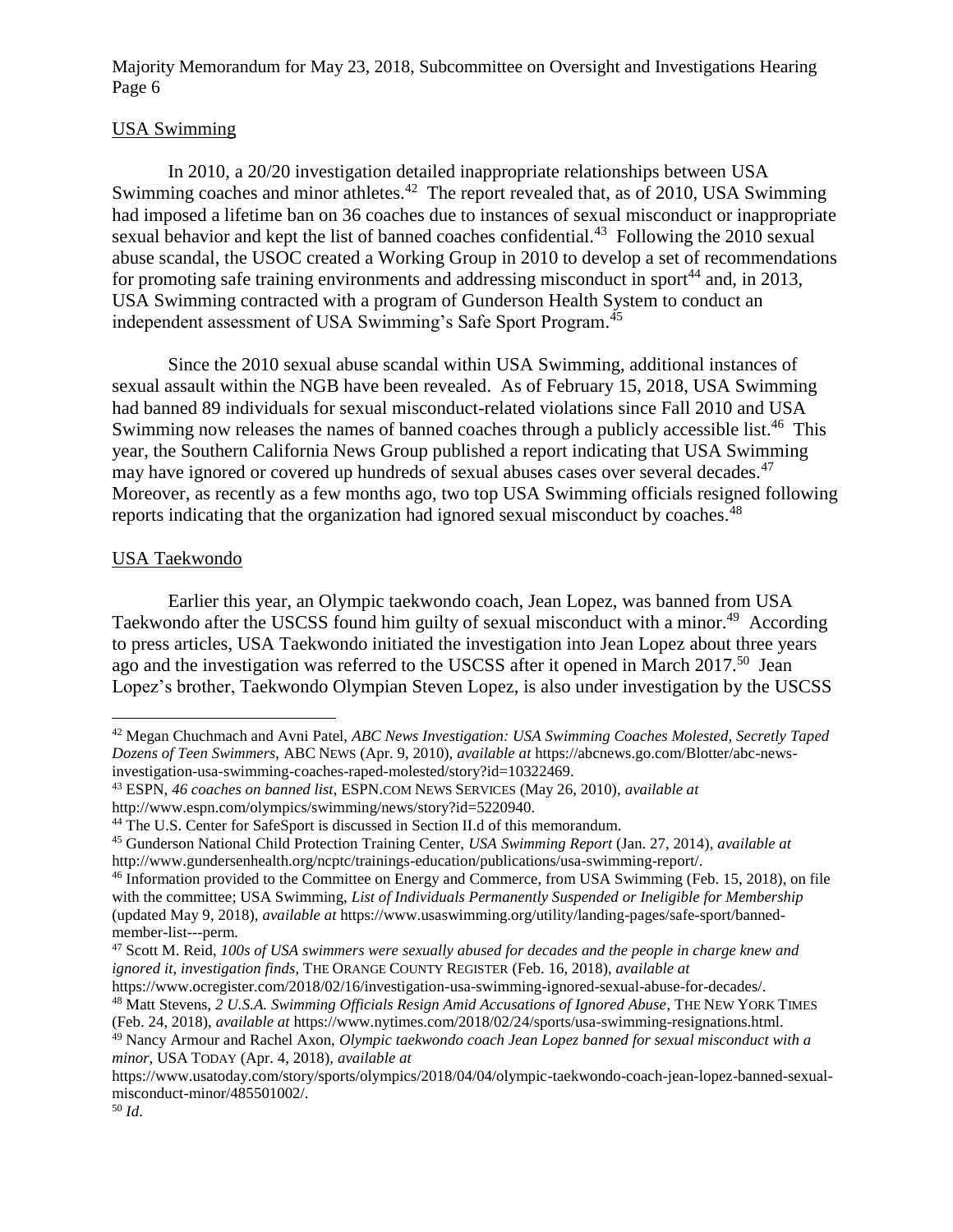USA Swimming

In 2010, a 20/20 investigation detailed inappropriate relationships between USA Swimming coaches and minor athletes.[42] The report revealed that, as of 2010, USA Swimming had imposed a lifetime ban on 36 coaches due to instances of sexual misconduct or inappropriate sexual behavior and kept the list of banned coaches confidential.[43] Following the 2010 sexual abuse scandal, the USOC created a Working Group in 2010 to develop a set of recommendations for promoting safe training environments and addressing misconduct in sport[44] and, in 2013, USA Swimming contracted with a program of Gunderson Health System to conduct an independent assessment of USA Swimming's Safe Sport Program.[45]

Since the 2010 sexual abuse scandal within USA Swimming, additional instances of sexual assault within the NGB have been revealed. As of February 15, 2018, USA Swimming had banned 89 individuals for sexual misconduct-related violations since Fall 2010 and USA Swimming now releases the names of banned coaches through a publicly accessible list.[46] This year, the Southern California News Group published a report indicating that USA Swimming may have ignored or covered up hundreds of sexual abuses cases over several decades.[47] Moreover, as recently as a few months ago, two top USA Swimming officials resigned following reports indicating that the organization had ignored sexual misconduct by coaches.[48]

USA Taekwondo

Earlier this year, an Olympic taekwondo coach, Jean Lopez, was banned from USA Taekwondo after the USCSS found him guilty of sexual misconduct with a minor.[49] According to press articles, USA Taekwondo initiated the investigation into Jean Lopez about three years ago and the investigation was referred to the USCSS after it opened in March 2017.[50] Jean Lopez's brother, Taekwondo Olympian Steven Lopez, is also under investigation by the USCSS

---

[42] Megan Chuchmach and Avni Patel, *ABC News Investigation: USA Swimming Coaches Molested, Secretly Taped Dozens of Teen Swimmers*, ABC NEWS (Apr. 9, 2010), *available at* https://abcnews.go.com/Blotter/abc-news-investigation-usa-swimming-coaches-raped-molested/story?id=10322469.

[43] ESPN, *46 coaches on banned list*, ESPN.COM NEWS SERVICES (May 26, 2010), *available at* http://www.espn.com/olympics/swimming/news/story?id=5220940.

[44] The U.S. Center for SafeSport is discussed in Section II.d of this memorandum.

[45] Gunderson National Child Protection Training Center, *USA Swimming Report* (Jan. 27, 2014), *available at* http://www.gundersenhealth.org/ncptc/trainings-education/publications/usa-swimming-report/.

[46] Information provided to the Committee on Energy and Commerce, from USA Swimming (Feb. 15, 2018), on file with the committee; USA Swimming, *List of Individuals Permanently Suspended or Ineligible for Membership* (updated May 9, 2018), *available at* https://www.usaswimming.org/utility/landing-pages/safe-sport/banned-member-list---perm.

[47] Scott M. Reid, *100s of USA swimmers were sexually abused for decades and the people in charge knew and ignored it, investigation finds*, THE ORANGE COUNTY REGISTER (Feb. 16, 2018), *available at* https://www.ocregister.com/2018/02/16/investigation-usa-swimming-ignored-sexual-abuse-for-decades/.

[48] Matt Stevens, *2 U.S.A. Swimming Officials Resign Amid Accusations of Ignored Abuse*, THE NEW YORK TIMES (Feb. 24, 2018), *available at* https://www.nytimes.com/2018/02/24/sports/usa-swimming-resignations.html.

[49] Nancy Armour and Rachel Axon, *Olympic taekwondo coach Jean Lopez banned for sexual misconduct with a minor*, USA TODAY (Apr. 4, 2018), *available at* https://www.usatoday.com/story/sports/olympics/2018/04/04/olympic-taekwondo-coach-jean-lopez-banned-sexual-misconduct-minor/485501002/.

[50] *Id*.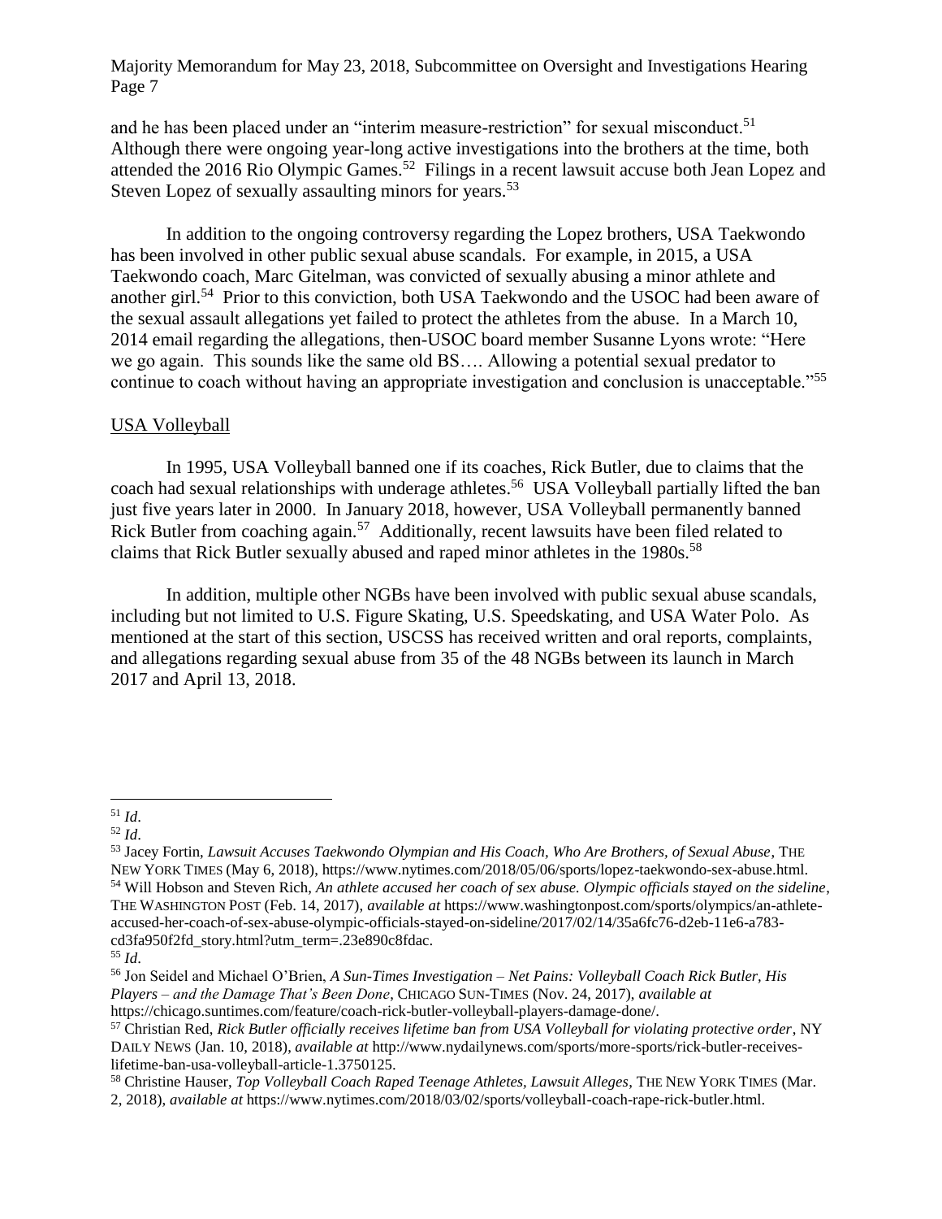and he has been placed under an "interim measure-restriction" for sexual misconduct.[51] Although there were ongoing year-long active investigations into the brothers at the time, both attended the 2016 Rio Olympic Games.[52] Filings in a recent lawsuit accuse both Jean Lopez and Steven Lopez of sexually assaulting minors for years.[53]

In addition to the ongoing controversy regarding the Lopez brothers, USA Taekwondo has been involved in other public sexual abuse scandals. For example, in 2015, a USA Taekwondo coach, Marc Gitelman, was convicted of sexually abusing a minor athlete and another girl.[54] Prior to this conviction, both USA Taekwondo and the USOC had been aware of the sexual assault allegations yet failed to protect the athletes from the abuse. In a March 10, 2014 email regarding the allegations, then-USOC board member Susanne Lyons wrote: "Here we go again. This sounds like the same old BS…. Allowing a potential sexual predator to continue to coach without having an appropriate investigation and conclusion is unacceptable."[55]

<u>USA Volleyball</u>

In 1995, USA Volleyball banned one if its coaches, Rick Butler, due to claims that the coach had sexual relationships with underage athletes.[56] USA Volleyball partially lifted the ban just five years later in 2000. In January 2018, however, USA Volleyball permanently banned Rick Butler from coaching again.[57] Additionally, recent lawsuits have been filed related to claims that Rick Butler sexually abused and raped minor athletes in the 1980s.[58]

In addition, multiple other NGBs have been involved with public sexual abuse scandals, including but not limited to U.S. Figure Skating, U.S. Speedskating, and USA Water Polo. As mentioned at the start of this section, USCSS has received written and oral reports, complaints, and allegations regarding sexual abuse from 35 of the 48 NGBs between its launch in March 2017 and April 13, 2018.

---

[51] *Id*.

[52] *Id*.

[53] Jacey Fortin, *Lawsuit Accuses Taekwondo Olympian and His Coach, Who Are Brothers, of Sexual Abuse*, THE NEW YORK TIMES (May 6, 2018), https://www.nytimes.com/2018/05/06/sports/lopez-taekwondo-sex-abuse.html.

[54] Will Hobson and Steven Rich, *An athlete accused her coach of sex abuse. Olympic officials stayed on the sideline*, THE WASHINGTON POST (Feb. 14, 2017), *available at* https://www.washingtonpost.com/sports/olympics/an-athlete-accused-her-coach-of-sex-abuse-olympic-officials-stayed-on-sideline/2017/02/14/35a6fc76-d2eb-11e6-a783-cd3fa950f2fd_story.html?utm_term=.23e890c8fdac.

[55] *Id*.

[56] Jon Seidel and Michael O'Brien, *A Sun-Times Investigation – Net Pains: Volleyball Coach Rick Butler, His Players – and the Damage That's Been Done*, CHICAGO SUN-TIMES (Nov. 24, 2017), *available at* https://chicago.suntimes.com/feature/coach-rick-butler-volleyball-players-damage-done/.

[57] Christian Red, *Rick Butler officially receives lifetime ban from USA Volleyball for violating protective order*, NY DAILY NEWS (Jan. 10, 2018), *available at* http://www.nydailynews.com/sports/more-sports/rick-butler-receives-lifetime-ban-usa-volleyball-article-1.3750125.

[58] Christine Hauser, *Top Volleyball Coach Raped Teenage Athletes, Lawsuit Alleges*, THE NEW YORK TIMES (Mar. 2, 2018), *available at* https://www.nytimes.com/2018/03/02/sports/volleyball-coach-rape-rick-butler.html.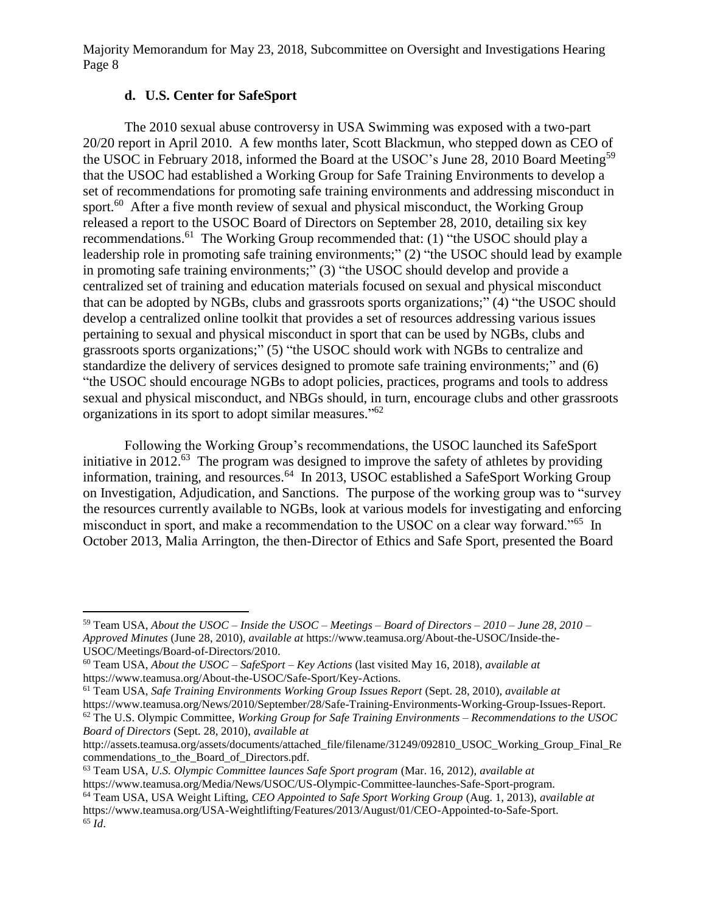### d. U.S. Center for SafeSport

The 2010 sexual abuse controversy in USA Swimming was exposed with a two-part 20/20 report in April 2010. A few months later, Scott Blackmun, who stepped down as CEO of the USOC in February 2018, informed the Board at the USOC's June 28, 2010 Board Meeting[59] that the USOC had established a Working Group for Safe Training Environments to develop a set of recommendations for promoting safe training environments and addressing misconduct in sport.[60] After a five month review of sexual and physical misconduct, the Working Group released a report to the USOC Board of Directors on September 28, 2010, detailing six key recommendations.[61] The Working Group recommended that: (1) "the USOC should play a leadership role in promoting safe training environments;" (2) "the USOC should lead by example in promoting safe training environments;" (3) "the USOC should develop and provide a centralized set of training and education materials focused on sexual and physical misconduct that can be adopted by NGBs, clubs and grassroots sports organizations;" (4) "the USOC should develop a centralized online toolkit that provides a set of resources addressing various issues pertaining to sexual and physical misconduct in sport that can be used by NGBs, clubs and grassroots sports organizations;" (5) "the USOC should work with NGBs to centralize and standardize the delivery of services designed to promote safe training environments;" and (6) "the USOC should encourage NGBs to adopt policies, practices, programs and tools to address sexual and physical misconduct, and NBGs should, in turn, encourage clubs and other grassroots organizations in its sport to adopt similar measures."[62]

Following the Working Group's recommendations, the USOC launched its SafeSport initiative in 2012.[63] The program was designed to improve the safety of athletes by providing information, training, and resources.[64] In 2013, USOC established a SafeSport Working Group on Investigation, Adjudication, and Sanctions. The purpose of the working group was to "survey the resources currently available to NGBs, look at various models for investigating and enforcing misconduct in sport, and make a recommendation to the USOC on a clear way forward."[65] In October 2013, Malia Arrington, the then-Director of Ethics and Safe Sport, presented the Board

---

[59] Team USA, *About the USOC – Inside the USOC – Meetings – Board of Directors – 2010 – June 28, 2010 – Approved Minutes* (June 28, 2010), *available at* https://www.teamusa.org/About-the-USOC/Inside-the-USOC/Meetings/Board-of-Directors/2010.

[60] Team USA, *About the USOC – SafeSport – Key Actions* (last visited May 16, 2018), *available at* https://www.teamusa.org/About-the-USOC/Safe-Sport/Key-Actions.

[61] Team USA, *Safe Training Environments Working Group Issues Report* (Sept. 28, 2010), *available at* https://www.teamusa.org/News/2010/September/28/Safe-Training-Environments-Working-Group-Issues-Report.

[62] The U.S. Olympic Committee, *Working Group for Safe Training Environments – Recommendations to the USOC Board of Directors* (Sept. 28, 2010), *available at* http://assets.teamusa.org/assets/documents/attached_file/filename/31249/092810_USOC_Working_Group_Final_Recommendations_to_the_Board_of_Directors.pdf.

[63] Team USA, *U.S. Olympic Committee launces Safe Sport program* (Mar. 16, 2012), *available at* https://www.teamusa.org/Media/News/USOC/US-Olympic-Committee-launches-Safe-Sport-program.

[64] Team USA, USA Weight Lifting, *CEO Appointed to Safe Sport Working Group* (Aug. 1, 2013), *available at* https://www.teamusa.org/USA-Weightlifting/Features/2013/August/01/CEO-Appointed-to-Safe-Sport.

[65] *Id*.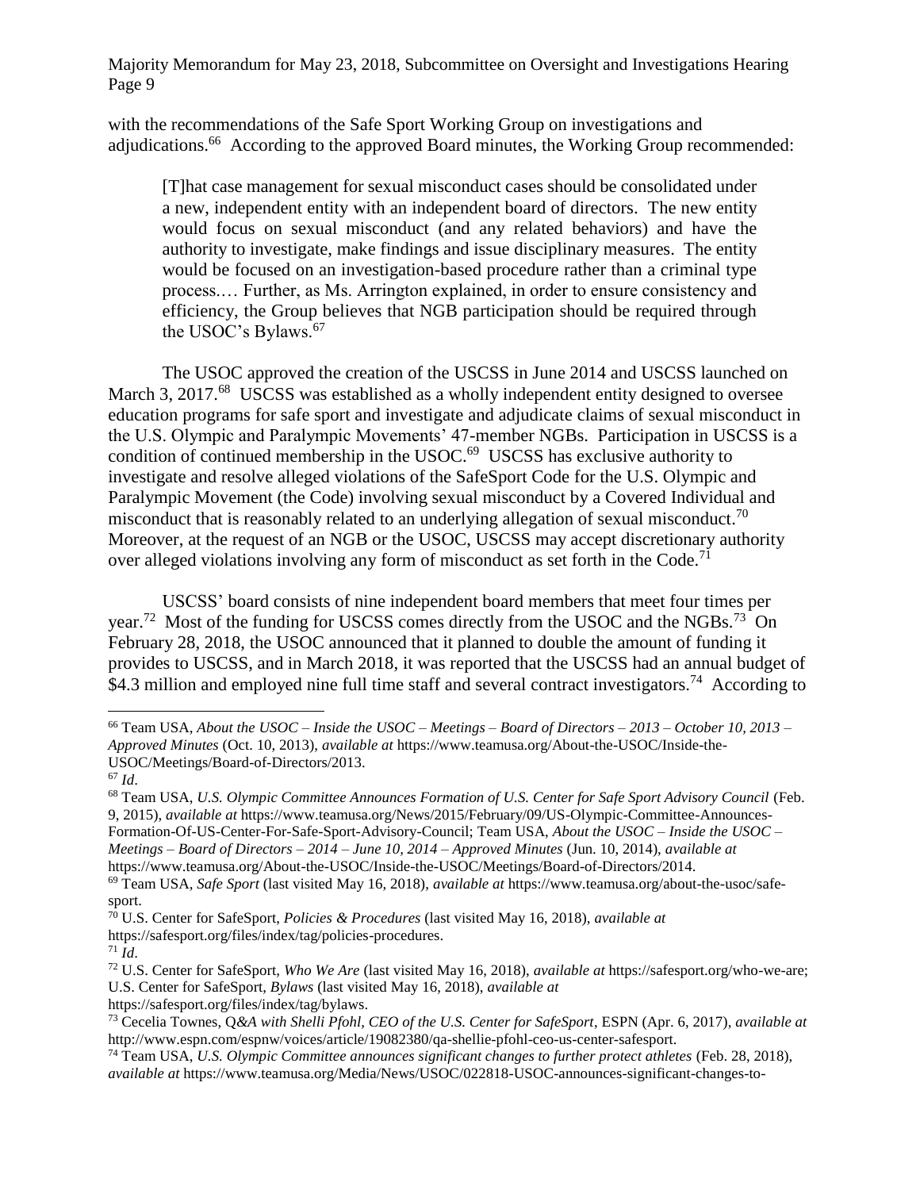with the recommendations of the Safe Sport Working Group on investigations and adjudications.[66] According to the approved Board minutes, the Working Group recommended:

> [T]hat case management for sexual misconduct cases should be consolidated under a new, independent entity with an independent board of directors. The new entity would focus on sexual misconduct (and any related behaviors) and have the authority to investigate, make findings and issue disciplinary measures. The entity would be focused on an investigation-based procedure rather than a criminal type process.… Further, as Ms. Arrington explained, in order to ensure consistency and efficiency, the Group believes that NGB participation should be required through the USOC's Bylaws.[67]

The USOC approved the creation of the USCSS in June 2014 and USCSS launched on March 3, 2017.[68] USCSS was established as a wholly independent entity designed to oversee education programs for safe sport and investigate and adjudicate claims of sexual misconduct in the U.S. Olympic and Paralympic Movements' 47-member NGBs. Participation in USCSS is a condition of continued membership in the USOC.[69] USCSS has exclusive authority to investigate and resolve alleged violations of the SafeSport Code for the U.S. Olympic and Paralympic Movement (the Code) involving sexual misconduct by a Covered Individual and misconduct that is reasonably related to an underlying allegation of sexual misconduct.[70] Moreover, at the request of an NGB or the USOC, USCSS may accept discretionary authority over alleged violations involving any form of misconduct as set forth in the Code.[71]

USCSS' board consists of nine independent board members that meet four times per year.[72] Most of the funding for USCSS comes directly from the USOC and the NGBs.[73] On February 28, 2018, the USOC announced that it planned to double the amount of funding it provides to USCSS, and in March 2018, it was reported that the USCSS had an annual budget of $4.3 million and employed nine full time staff and several contract investigators.[74] According to

---

[66] Team USA, *About the USOC – Inside the USOC – Meetings – Board of Directors – 2013 – October 10, 2013 – Approved Minutes* (Oct. 10, 2013), *available at* https://www.teamusa.org/About-the-USOC/Inside-the-USOC/Meetings/Board-of-Directors/2013.

[67] *Id*.

[68] Team USA, *U.S. Olympic Committee Announces Formation of U.S. Center for Safe Sport Advisory Council* (Feb. 9, 2015), *available at* https://www.teamusa.org/News/2015/February/09/US-Olympic-Committee-Announces-Formation-Of-US-Center-For-Safe-Sport-Advisory-Council; Team USA, *About the USOC – Inside the USOC – Meetings – Board of Directors – 2014 – June 10, 2014 – Approved Minutes* (Jun. 10, 2014), *available at* https://www.teamusa.org/About-the-USOC/Inside-the-USOC/Meetings/Board-of-Directors/2014.

[69] Team USA, *Safe Sport* (last visited May 16, 2018), *available at* https://www.teamusa.org/about-the-usoc/safe-sport.

[70] U.S. Center for SafeSport, *Policies & Procedures* (last visited May 16, 2018), *available at* https://safesport.org/files/index/tag/policies-procedures.

[71] *Id*.

[72] U.S. Center for SafeSport, *Who We Are* (last visited May 16, 2018), *available at* https://safesport.org/who-we-are; U.S. Center for SafeSport, *Bylaws* (last visited May 16, 2018), *available at* https://safesport.org/files/index/tag/bylaws.

[73] Cecelia Townes, Q*&A with Shelli Pfohl, CEO of the U.S. Center for SafeSport*, ESPN (Apr. 6, 2017), *available at* http://www.espn.com/espnw/voices/article/19082380/qa-shellie-pfohl-ceo-us-center-safesport.

[74] Team USA, *U.S. Olympic Committee announces significant changes to further protect athletes* (Feb. 28, 2018), *available at* https://www.teamusa.org/Media/News/USOC/022818-USOC-announces-significant-changes-to-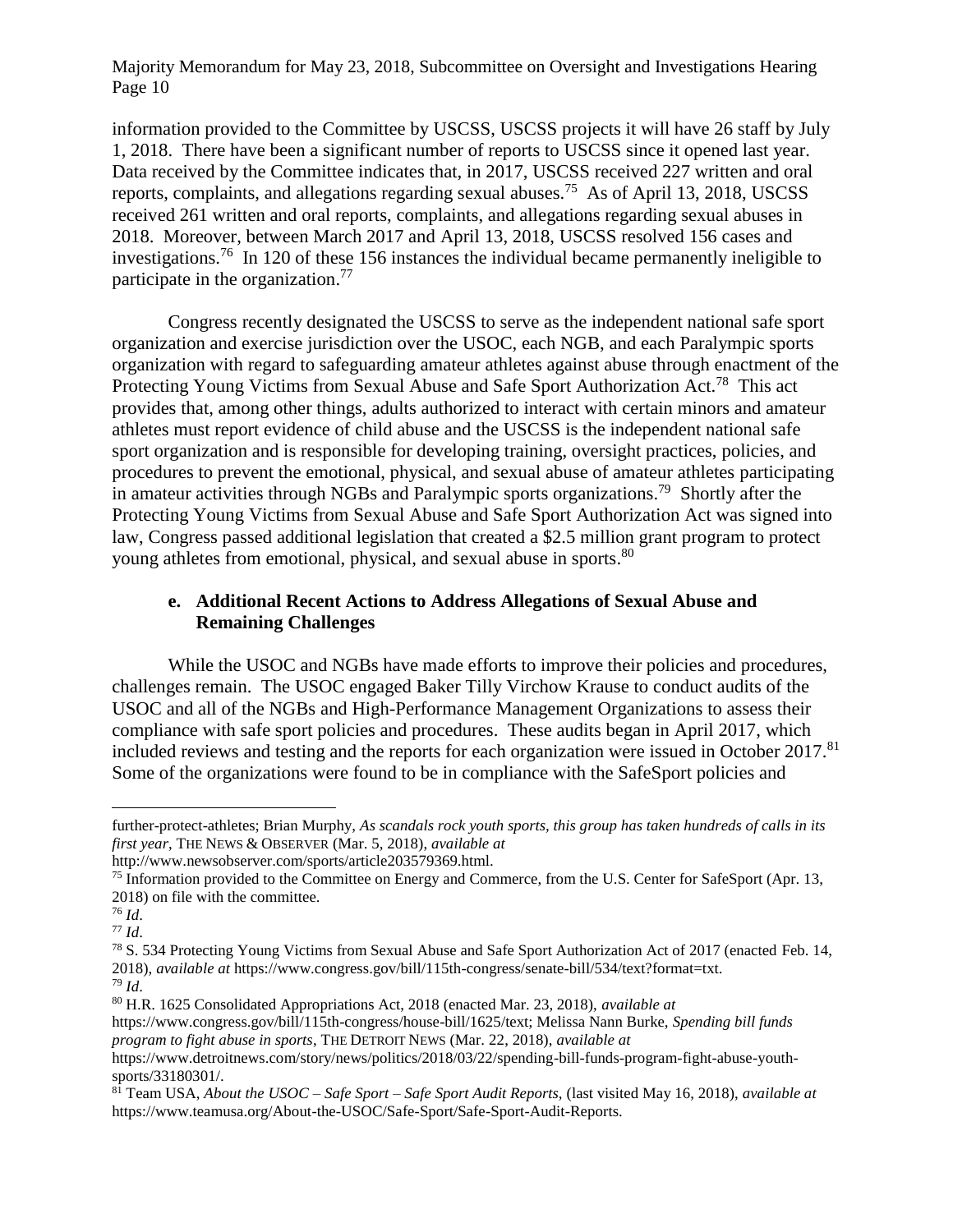information provided to the Committee by USCSS, USCSS projects it will have 26 staff by July 1, 2018. There have been a significant number of reports to USCSS since it opened last year. Data received by the Committee indicates that, in 2017, USCSS received 227 written and oral reports, complaints, and allegations regarding sexual abuses.[75] As of April 13, 2018, USCSS received 261 written and oral reports, complaints, and allegations regarding sexual abuses in 2018. Moreover, between March 2017 and April 13, 2018, USCSS resolved 156 cases and investigations.[76] In 120 of these 156 instances the individual became permanently ineligible to participate in the organization.[77]

Congress recently designated the USCSS to serve as the independent national safe sport organization and exercise jurisdiction over the USOC, each NGB, and each Paralympic sports organization with regard to safeguarding amateur athletes against abuse through enactment of the Protecting Young Victims from Sexual Abuse and Safe Sport Authorization Act.[78] This act provides that, among other things, adults authorized to interact with certain minors and amateur athletes must report evidence of child abuse and the USCSS is the independent national safe sport organization and is responsible for developing training, oversight practices, policies, and procedures to prevent the emotional, physical, and sexual abuse of amateur athletes participating in amateur activities through NGBs and Paralympic sports organizations.[79] Shortly after the Protecting Young Victims from Sexual Abuse and Safe Sport Authorization Act was signed into law, Congress passed additional legislation that created a $2.5 million grant program to protect young athletes from emotional, physical, and sexual abuse in sports.[80]

### e. Additional Recent Actions to Address Allegations of Sexual Abuse and Remaining Challenges

While the USOC and NGBs have made efforts to improve their policies and procedures, challenges remain. The USOC engaged Baker Tilly Virchow Krause to conduct audits of the USOC and all of the NGBs and High-Performance Management Organizations to assess their compliance with safe sport policies and procedures. These audits began in April 2017, which included reviews and testing and the reports for each organization were issued in October 2017.[81] Some of the organizations were found to be in compliance with the SafeSport policies and

---

further-protect-athletes; Brian Murphy, *As scandals rock youth sports, this group has taken hundreds of calls in its first year*, THE NEWS & OBSERVER (Mar. 5, 2018), *available at* http://www.newsobserver.com/sports/article203579369.html.

[75] Information provided to the Committee on Energy and Commerce, from the U.S. Center for SafeSport (Apr. 13, 2018) on file with the committee.

[76] *Id*.

[77] *Id*.

[78] S. 534 Protecting Young Victims from Sexual Abuse and Safe Sport Authorization Act of 2017 (enacted Feb. 14, 2018), *available at* https://www.congress.gov/bill/115th-congress/senate-bill/534/text?format=txt.

[79] *Id*.

[80] H.R. 1625 Consolidated Appropriations Act, 2018 (enacted Mar. 23, 2018), *available at* https://www.congress.gov/bill/115th-congress/house-bill/1625/text; Melissa Nann Burke, *Spending bill funds program to fight abuse in sports*, THE DETROIT NEWS (Mar. 22, 2018), *available at* https://www.detroitnews.com/story/news/politics/2018/03/22/spending-bill-funds-program-fight-abuse-youth-sports/33180301/.

[81] Team USA, *About the USOC – Safe Sport – Safe Sport Audit Reports,* (last visited May 16, 2018), *available at* https://www.teamusa.org/About-the-USOC/Safe-Sport/Safe-Sport-Audit-Reports.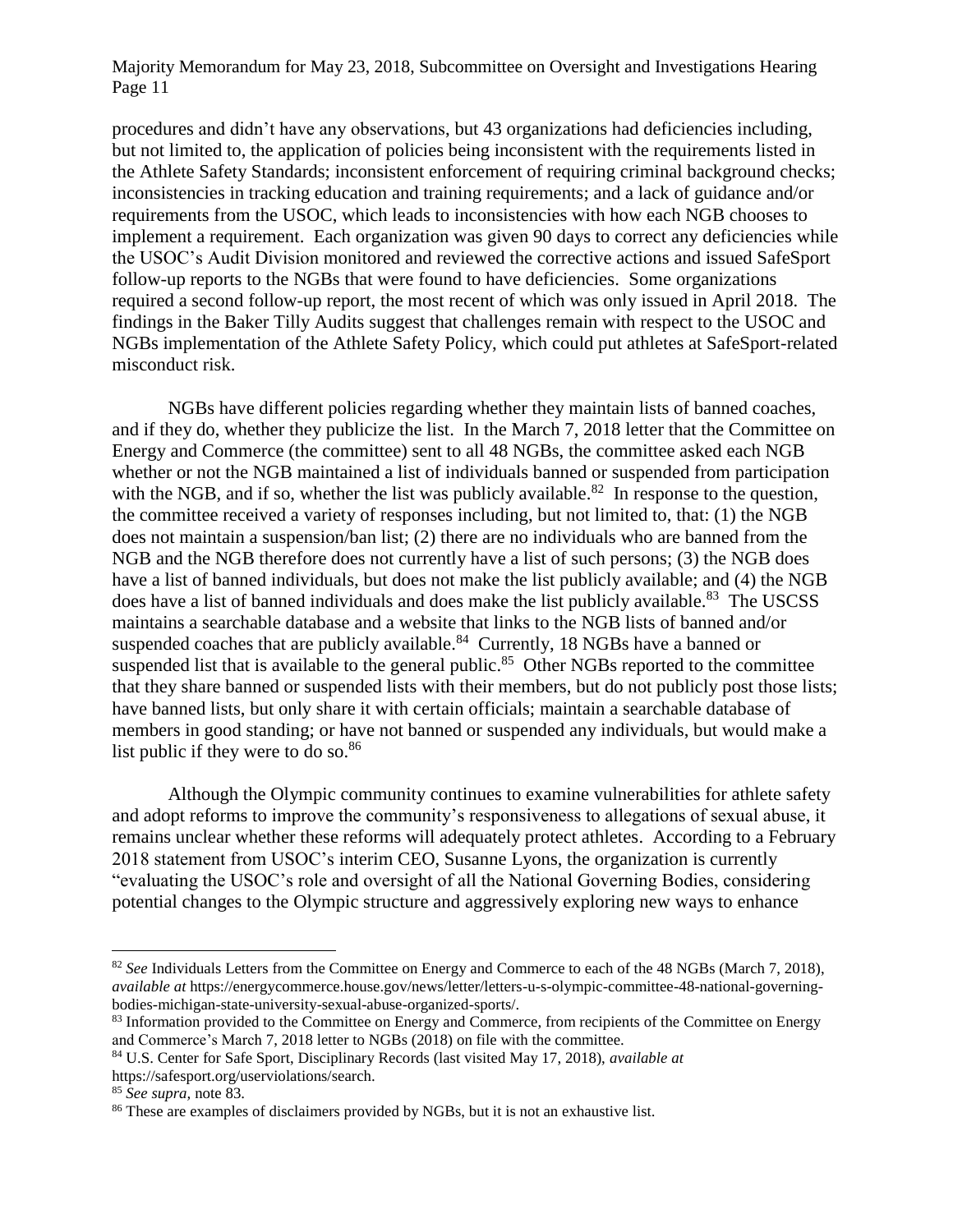procedures and didn't have any observations, but 43 organizations had deficiencies including, but not limited to, the application of policies being inconsistent with the requirements listed in the Athlete Safety Standards; inconsistent enforcement of requiring criminal background checks; inconsistencies in tracking education and training requirements; and a lack of guidance and/or requirements from the USOC, which leads to inconsistencies with how each NGB chooses to implement a requirement. Each organization was given 90 days to correct any deficiencies while the USOC's Audit Division monitored and reviewed the corrective actions and issued SafeSport follow-up reports to the NGBs that were found to have deficiencies. Some organizations required a second follow-up report, the most recent of which was only issued in April 2018. The findings in the Baker Tilly Audits suggest that challenges remain with respect to the USOC and NGBs implementation of the Athlete Safety Policy, which could put athletes at SafeSport-related misconduct risk.

NGBs have different policies regarding whether they maintain lists of banned coaches, and if they do, whether they publicize the list. In the March 7, 2018 letter that the Committee on Energy and Commerce (the committee) sent to all 48 NGBs, the committee asked each NGB whether or not the NGB maintained a list of individuals banned or suspended from participation with the NGB, and if so, whether the list was publicly available.[82] In response to the question, the committee received a variety of responses including, but not limited to, that: (1) the NGB does not maintain a suspension/ban list; (2) there are no individuals who are banned from the NGB and the NGB therefore does not currently have a list of such persons; (3) the NGB does have a list of banned individuals, but does not make the list publicly available; and (4) the NGB does have a list of banned individuals and does make the list publicly available.[83] The USCSS maintains a searchable database and a website that links to the NGB lists of banned and/or suspended coaches that are publicly available.[84] Currently, 18 NGBs have a banned or suspended list that is available to the general public.[85] Other NGBs reported to the committee that they share banned or suspended lists with their members, but do not publicly post those lists; have banned lists, but only share it with certain officials; maintain a searchable database of members in good standing; or have not banned or suspended any individuals, but would make a list public if they were to do so.[86]

Although the Olympic community continues to examine vulnerabilities for athlete safety and adopt reforms to improve the community's responsiveness to allegations of sexual abuse, it remains unclear whether these reforms will adequately protect athletes. According to a February 2018 statement from USOC's interim CEO, Susanne Lyons, the organization is currently "evaluating the USOC's role and oversight of all the National Governing Bodies, considering potential changes to the Olympic structure and aggressively exploring new ways to enhance

---

[82] *See* Individuals Letters from the Committee on Energy and Commerce to each of the 48 NGBs (March 7, 2018), *available at* https://energycommerce.house.gov/news/letter/letters-u-s-olympic-committee-48-national-governing-bodies-michigan-state-university-sexual-abuse-organized-sports/.

[83] Information provided to the Committee on Energy and Commerce, from recipients of the Committee on Energy and Commerce's March 7, 2018 letter to NGBs (2018) on file with the committee.

[84] U.S. Center for Safe Sport, Disciplinary Records (last visited May 17, 2018), *available at* https://safesport.org/userviolations/search.

[85] *See supra*, note 83.

[86] These are examples of disclaimers provided by NGBs, but it is not an exhaustive list.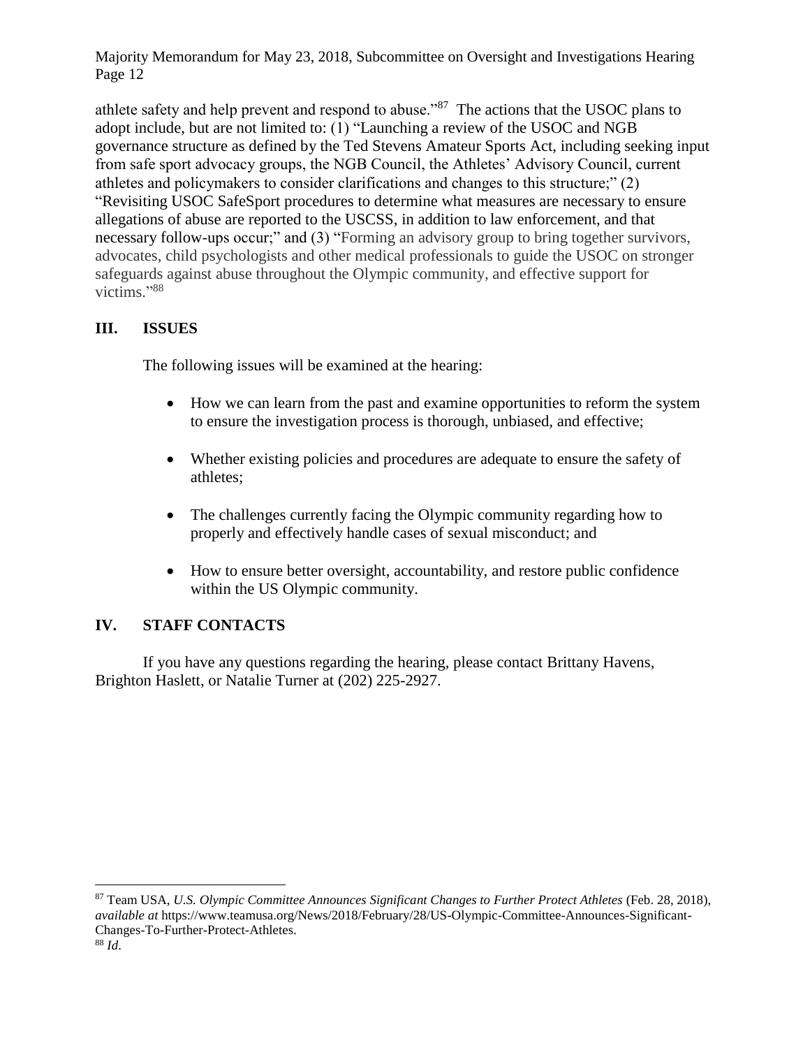athlete safety and help prevent and respond to abuse."[87] The actions that the USOC plans to adopt include, but are not limited to: (1) "Launching a review of the USOC and NGB governance structure as defined by the Ted Stevens Amateur Sports Act, including seeking input from safe sport advocacy groups, the NGB Council, the Athletes' Advisory Council, current athletes and policymakers to consider clarifications and changes to this structure;" (2) "Revisiting USOC SafeSport procedures to determine what measures are necessary to ensure allegations of abuse are reported to the USCSS, in addition to law enforcement, and that necessary follow-ups occur;" and (3) "Forming an advisory group to bring together survivors, advocates, child psychologists and other medical professionals to guide the USOC on stronger safeguards against abuse throughout the Olympic community, and effective support for victims."[88]

## III. ISSUES

The following issues will be examined at the hearing:

- How we can learn from the past and examine opportunities to reform the system to ensure the investigation process is thorough, unbiased, and effective;
- Whether existing policies and procedures are adequate to ensure the safety of athletes;
- The challenges currently facing the Olympic community regarding how to properly and effectively handle cases of sexual misconduct; and
- How to ensure better oversight, accountability, and restore public confidence within the US Olympic community.

## IV. STAFF CONTACTS

If you have any questions regarding the hearing, please contact Brittany Havens, Brighton Haslett, or Natalie Turner at (202) 225-2927.

---

[87] Team USA, *U.S. Olympic Committee Announces Significant Changes to Further Protect Athletes* (Feb. 28, 2018), *available at* https://www.teamusa.org/News/2018/February/28/US-Olympic-Committee-Announces-Significant-Changes-To-Further-Protect-Athletes.

[88] *Id*.